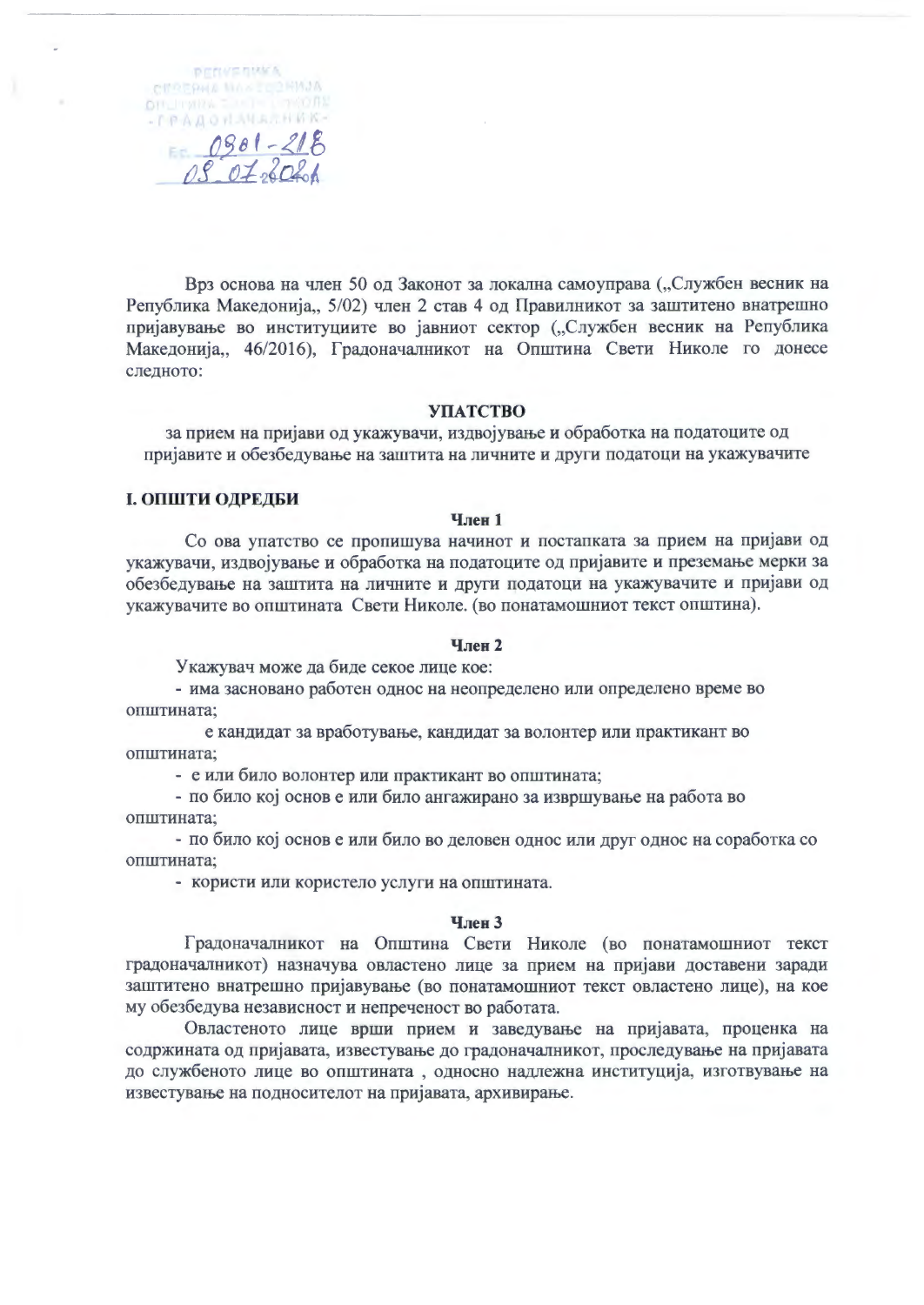РЕПУБЛИКА СЕВЕРНА МАКЕДОНИЈА
ОПШТИНА СВЕТИ НИКОЛЕ
-ГРАДОНАЧАЛНИК-
Бр. 0901-218
08.07.2021

Врз основа на член 50 од Законот за локална самоуправа („Службен весник на Република Македонија„ 5/02) член 2 став 4 од Правилникот за заштитено внатрешно пријавување во институциите во јавниот сектор („Службен весник на Република Македонија„ 46/2016), Градоначалникот на Општина Свети Николе го донесе следното:

## УПАТСТВО

**за прием на пријави од укажувачи, издвојување и обработка на податоците од пријавите и обезбедување на заштита на личните и други податоци на укажувачите**

### I. ОПШТИ ОДРЕДБИ

**Член 1**

Со ова упатство се пропишува начинот и постапката за прием на пријави од укажувачи, издвојување и обработка на податоците од пријавите и преземање мерки за обезбедување на заштита на личните и други податоци на укажувачите и пријави од укажувачите во општината Свети Николе. (во понатамошниот текст општина).

**Член 2**

Укажувач може да биде секое лице кое:

- има засновано работен однос на неопределено или определено време во општината;
- е кандидат за вработување, кандидат за волонтер или практикант во општината;
- е или било волонтер или практикант во општината;
- по било кој основ е или било ангажирано за извршување на работа во општината;
- по било кој основ е или било во деловен однос или друг однос на соработка со општината;
- користи или користело услуги на општината.

**Член 3**

Градоначалникот на Општина Свети Николе (во понатамошниот текст градоначалникот) назначува овластено лице за прием на пријави доставени заради заштитено внатрешно пријавување (во понатамошниот текст овластено лице), на кое му обезбедува независност и непреченост во работата.

Овластеното лице врши прием и заведување на пријавата, проценка на содржината од пријавата, известување до градоначалникот, проследување на пријавата до службеното лице во општината , односно надлежна институција, изготвување на известување на подносителот на пријавата, архивирање.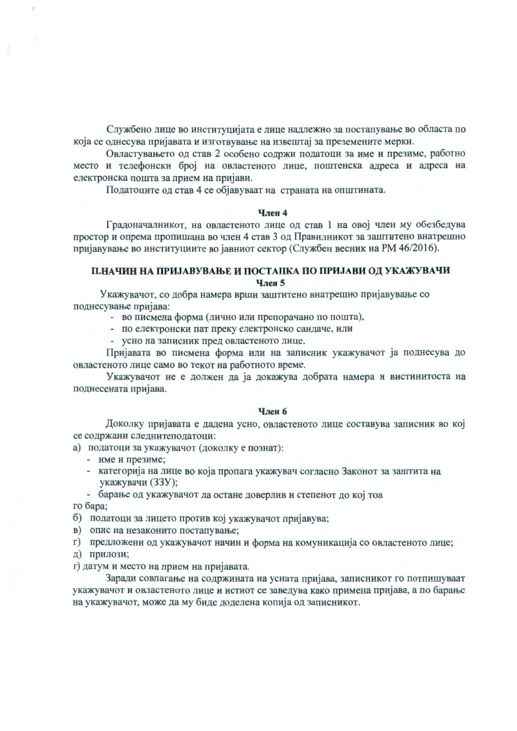Службено лице во институцијата е лице надлежно за постапување во областа по која се однесува пријавата и изготвување на извештај за преземените мерки.

Овластувањето од став 2 особено содржи податоци за име и презиме, работно место и телефонски број на овластеното лице, поштенска адреса и адреса на електронска пошта за прием на пријави.

Податоците од став 4 се објавуваат на страната на општината.

**Член 4**

Градоначалникот, на овластеното лице од став 1 на овој член му обезбедува простор и опрема пропишана во член 4 став 3 од Правилникот за заштитено внатрешно пријавување во институциите во јавниот сектор (Службен весник на РМ 46/2016).

## II.НАЧИН НА ПРИЈАВУВАЊЕ И ПОСТАПКА ПО ПРИЈАВИ ОД УКАЖУВАЧИ

**Член 5**

Укажувачот, со добра намера врши заштитено внатрешно пријавување со поднесување пријава:

- во писмена форма (лично или препорачано по пошта),
- по електронски пат преку електронско сандаче, или
- усно на записник пред овластеното лице.

Пријавата во писмена форма или на записник укажувачот ја поднесува до овластеното лице само во текот на работното време.

Укажувачот не е должен да ја докажува добрата намера и вистинитоста на поднесената пријава.

**Член 6**

Доколку пријавата е дадена усно, овластеното лице составува записник во кој се содржани следнитеподатоци:

а) податоци за укажувачот (доколку е познат):
- име и презиме;
- категорија на лице во која пропага укажувач согласно Законот за заштита на укажувачи (ЗЗУ);
- барање од укажувачот да остане доверлив и степенот до кој тоа го бара;

б) податоци за лицето против кој укажувачот пријавува;

в) опис на незаконито постапување;

г) предложени од укажувачот начин и форма на комуникација со овластеното лице;

д) прилози;

ѓ) датум и место на прием на пријавата.

Заради совпагање на содржината на усната пријава, записникот го потпишуваат укажувачот и овластеното лице и истиот се заведува како примена пријава, а по барање на укажувачот, може да му биде доделена копија од записникот.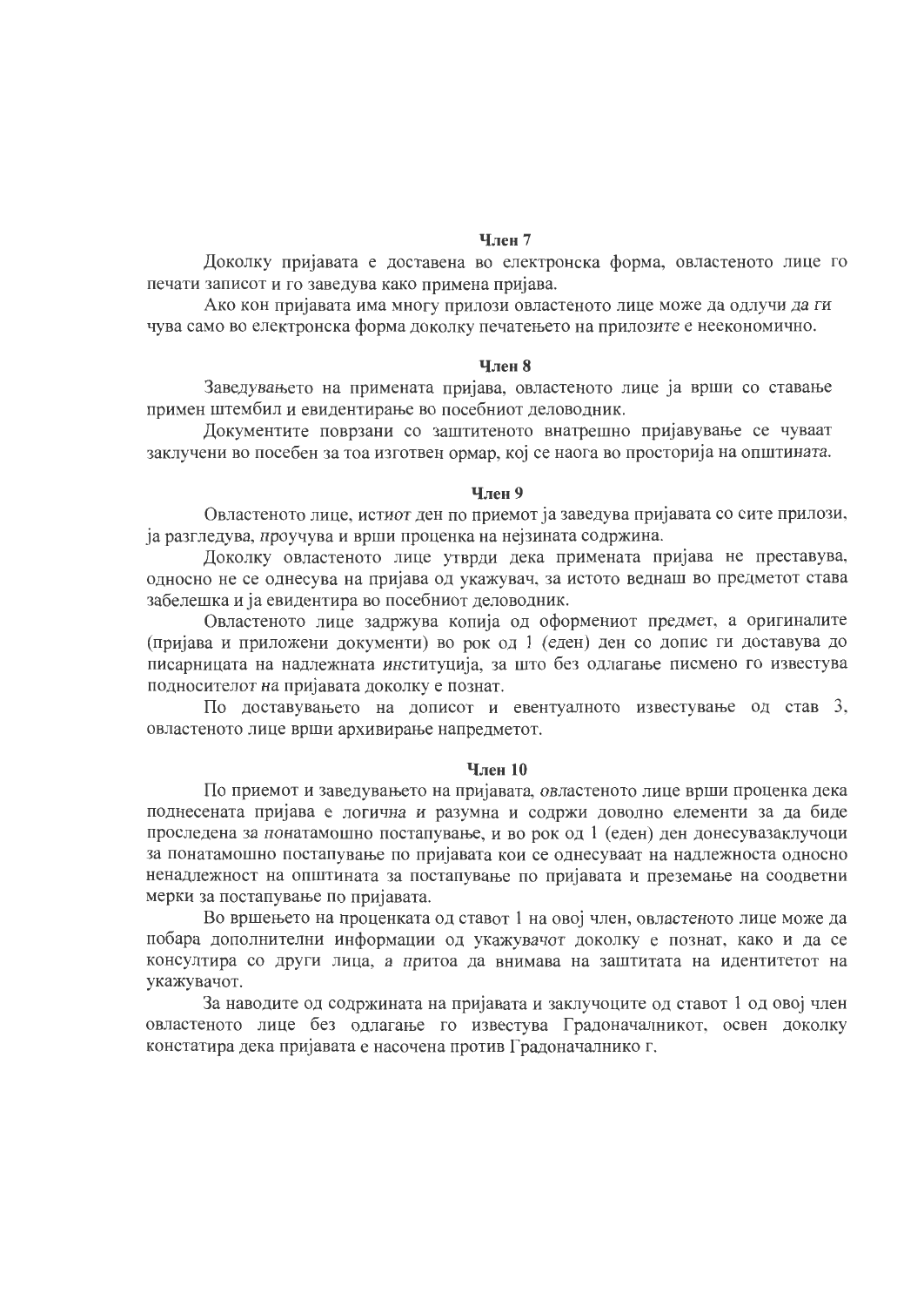**Член 7**

Доколку пријавата е доставена во електронска форма, овластеното лице го печати записот и го заведува како примена пријава.

Ако кон пријавата има многу прилози овластеното лице може да одлучи да ги чува само во електронска форма доколку печатењето на прилозите е неекономично.

**Член 8**

Заведувањето на примената пријава, овластеното лице ја врши со ставање примен штембил и евидентирање во посебниот деловодник.

Документите поврзани со заштитеното внатрешно пријавување се чуваат заклучени во посебен за тоа изготвен ормар, кој се наога во просторија на општината.

**Член 9**

Овластеното лице, истиот ден по приемот ја заведува пријавата со сите прилози, ја разгледува, проучува и врши проценка на нејзината содржина.

Доколку овластеното лице утврди дека примената пријава не преставува, односно не се однесува на пријава од укажувач, за истото веднаш во предметот става забелешка и ја евидентира во посебниот деловодник.

Овластеното лице задржува копија од оформениот предмет, а оригиналите (пријава и приложени документи) во рок од 1 (еден) ден со допис ги доставува до писарницата на надлежната институција, за што без одлагање писмено го известува подносителот на пријавата доколку е познат.

По доставувањето на дописот и евентуалното известување од став 3, овластеното лице врши архивирање напредметот.

**Член 10**

По приемот и заведувањето на пријавата, овластеното лице врши проценка дека поднесената пријава е логична и разумна и содржи доволно елементи за да биде проследена за понатамошно постапување, и во рок од 1 (еден) ден донесувазаклучоци за понатамошно постапување по пријавата кои се однесуваат на надлежноста односно ненадлежност на општината за постапување по пријавата и преземање на соодветни мерки за постапување по пријавата.

Во вршењето на проценката од ставот 1 на овој член, овластеното лице може да побара дополнителни информации од укажувачот доколку е познат, како и да се консултира со други лица, а притоа да внимава на заштитата на идентитетот на укажувачот.

За наводите од содржината на пријавата и заклучоците од ставот 1 од овој член овластеното лице без одлагање го известува Градоначалникот, освен доколку констатира дека пријавата е насочена против Градоначалнико г.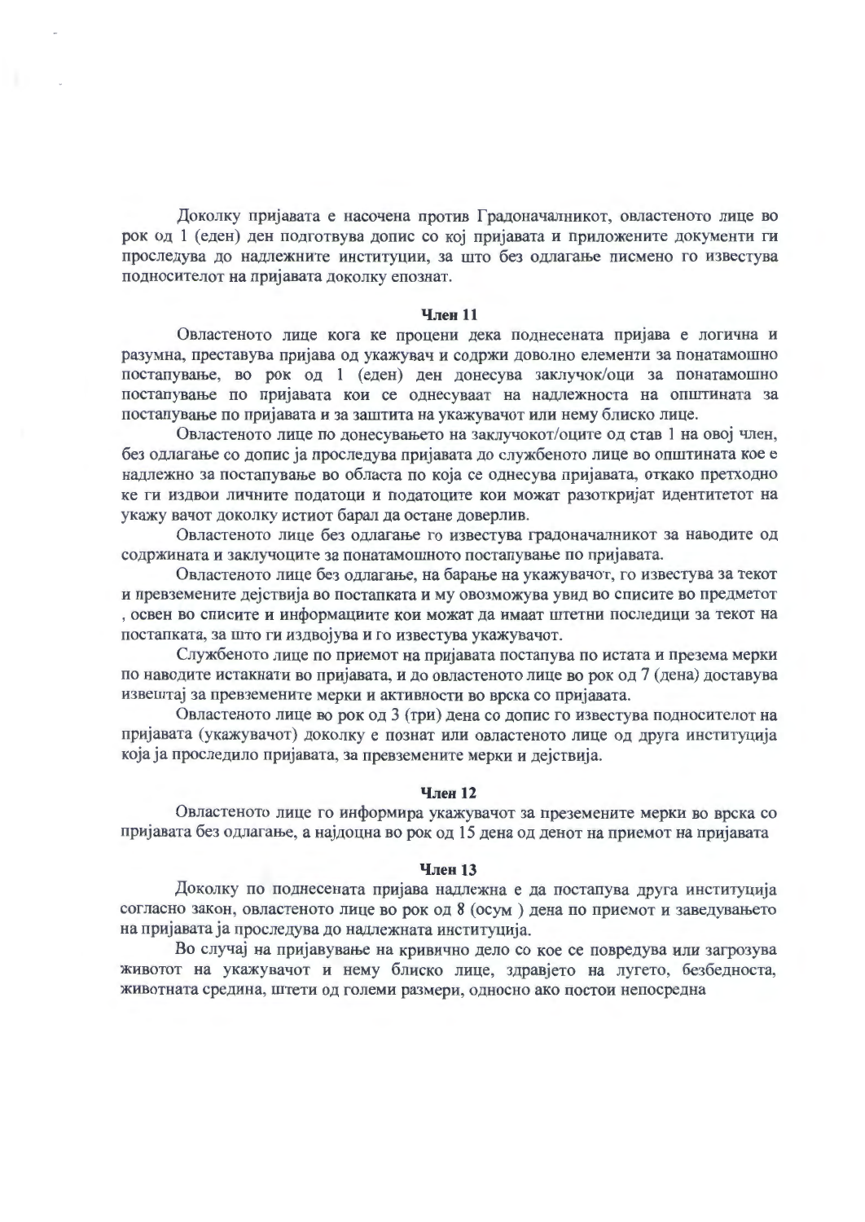Доколку пријавата е насочена против Градоначалникот, овластеното лице во рок од 1 (еден) ден подготвува допис со кој пријавата и приложените документи ги проследува до надлежните институции, за што без одлагање писмено го известува подносителот на пријавата доколку епознат.

**Член 11**

Овластеното лице кога ке процени дека поднесената пријава е логична и разумна, преставува пријава од укажувач и содржи доволно елементи за понатамошно постапување, во рок од 1 (еден) ден донесува заклучок/оци за понатамошно постапување по пријавата кои се однесуваат на надлежноста на општината за постапување по пријавата и за заштита на укажувачот или нему блиско лице.

Овластеното лице по донесувањето на заклучокот/оците од став 1 на овој член, без одлагање со допис ја проследува пријавата до службеното лице во општината кое е надлежно за постапување во областа по која се однесува пријавата, откако претходно ке ги издвои личните податоци и податоците кои можат разоткријат идентитетот на укажу вачот доколку истиот барал да остане доверлив.

Овластеното лице без одлагање го известува градоначалникот за наводите од содржината и заклучоците за понатамошното постапување по пријавата.

Овластеното лице без одлагање, на барање на укажувачот, го известува за текот и превземените дејствија во постапката и му овозможува увид во списите во предметот , освен во списите и информациите кои можат да имаат штетни последици за текот на постапката, за што ги издвојува и го известува укажувачот.

Службеното лице по приемот на пријавата постапува по истата и презема мерки по наводите истакнати во пријавата, и до овластеното лице во рок од 7 (дена) доставува извештај за превземените мерки и активности во врска со пријавата.

Овластеното лице во рок од 3 (три) дена со допис го известува подносителот на пријавата (укажувачот) доколку е познат или овластеното лице од друга институција која ја проследило пријавата, за превземените мерки и дејствија.

**Член 12**

Овластеното лице го информира укажувачот за преземените мерки во врска со пријавата без одлагање, а најдоцна во рок од 15 дена од денот на приемот на пријавата

**Член 13**

Доколку по поднесената пријава надлежна е да постапува друга институција согласно закон, овластеното лице во рок од 8 (осум ) дена по приемот и заведувањето на пријавата ја проследува до надлежната институција.

Во случај на пријавување на кривично дело со кое се повредува или загрозува животот на укажувачот и нему блиско лице, здравјето на луѓето, безбедноста, животната средина, штети од големи размери, односно ако постои непосредна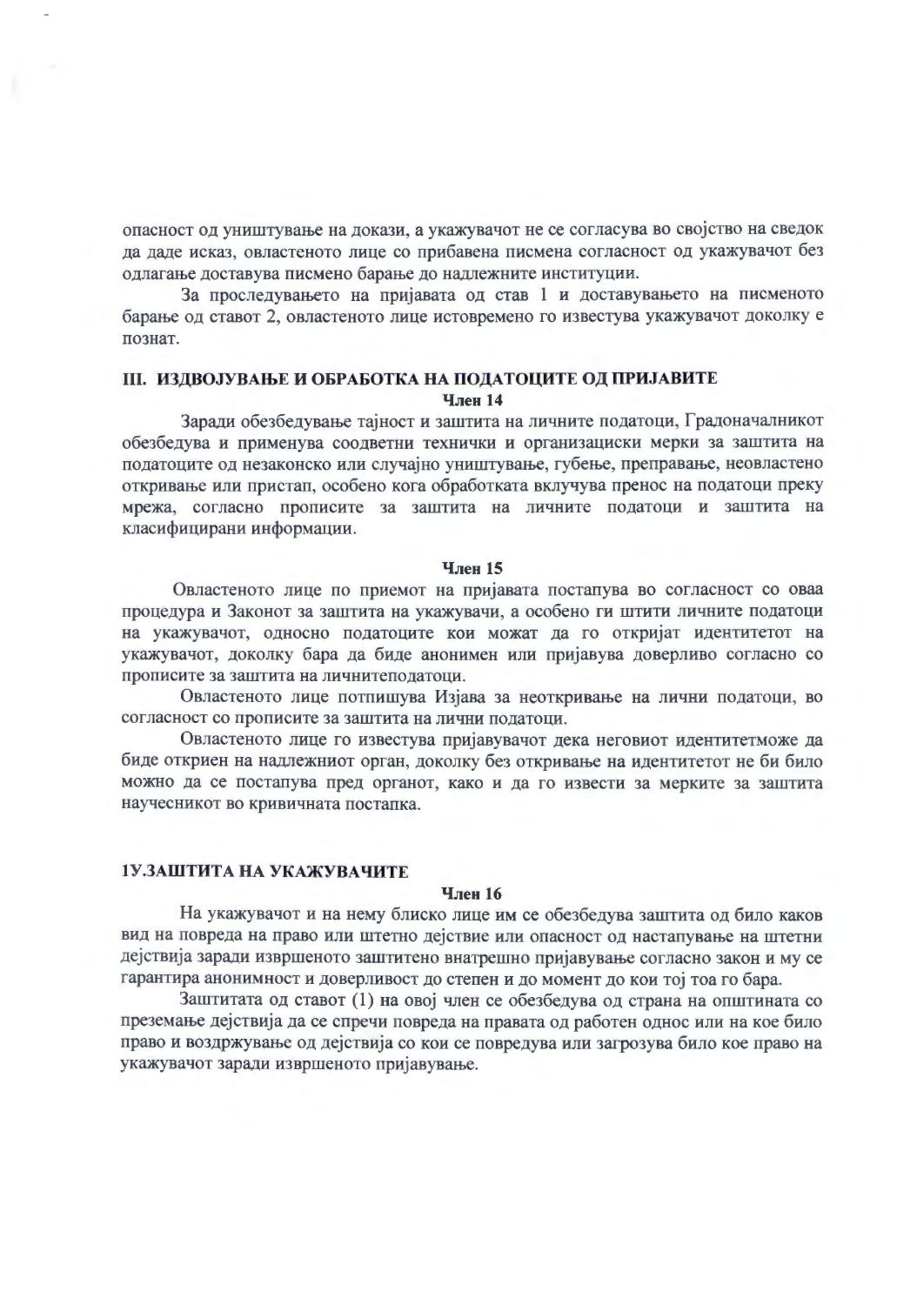опасност од уништување на докази, а укажувачот не се согласува во својство на сведок да даде исказ, овластеното лице со прибавена писмена согласност од укажувачот без одлагање доставува писмено барање до надлежните институции.

За проследувањето на пријавата од став 1 и доставувањето на писменото барање од ставот 2, овластеното лице истовремено го известува укажувачот доколку е познат.

### III. ИЗДВОЈУВАЊЕ И ОБРАБОТКА НА ПОДАТОЦИТЕ ОД ПРИЈАВИТЕ

**Член 14**

Заради обезбедување тајност и заштита на личните податоци, Градоначалникот обезбедува и применува соодветни технички и организациски мерки за заштита на податоците од незаконско или случајно уништување, губење, преправање, неовластено откривање или пристап, особено кога обработката вклучува пренос на податоци преку мрежа, согласно прописите за заштита на личните податоци и заштита на класифицирани информации.

**Член 15**

Овластеното лице по приемот на пријавата постапува во согласност со оваа процедура и Законот за заштита на укажувачи, а особено ги штити личните податоци на укажувачот, односно податоците кои можат да го откријат идентитетот на укажувачот, доколку бара да биде анонимен или пријавува доверливо согласно со прописите за заштита на личнитеподатоци.

Овластеното лице потпишува Изјава за неоткривање на лични податоци, во согласност со прописите за заштита на лични податоци.

Овластеното лице го известува пријавувачот дека неговиот идентитетможе да биде откриен на надлежниот орган, доколку без откривање на идентитетот не би било можно да се постапува пред органот, како и да го извести за мерките за заштита научесникот во кривичната постапка.

### 1У.ЗАШТИТА НА УКАЖУВАЧИТЕ

**Член 16**

На укажувачот и на нему блиско лице им се обезбедува заштита од било каков вид на повреда на право или штетно дејствие или опасност од настапување на штетни дејствија заради извршеното заштитено внатрешно пријавување согласно закон и му се гарантира анонимност и доверливост до степен и до момент до кои тој тоа го бара.

Заштитата од ставот (1) на овој член се обезбедува од страна на општината со преземање дејствија да се спречи повреда на правата од работен однос или на кое било право и воздржување од дејствија со кои се повредува или загрозува било кое право на укажувачот заради извршеното пријавување.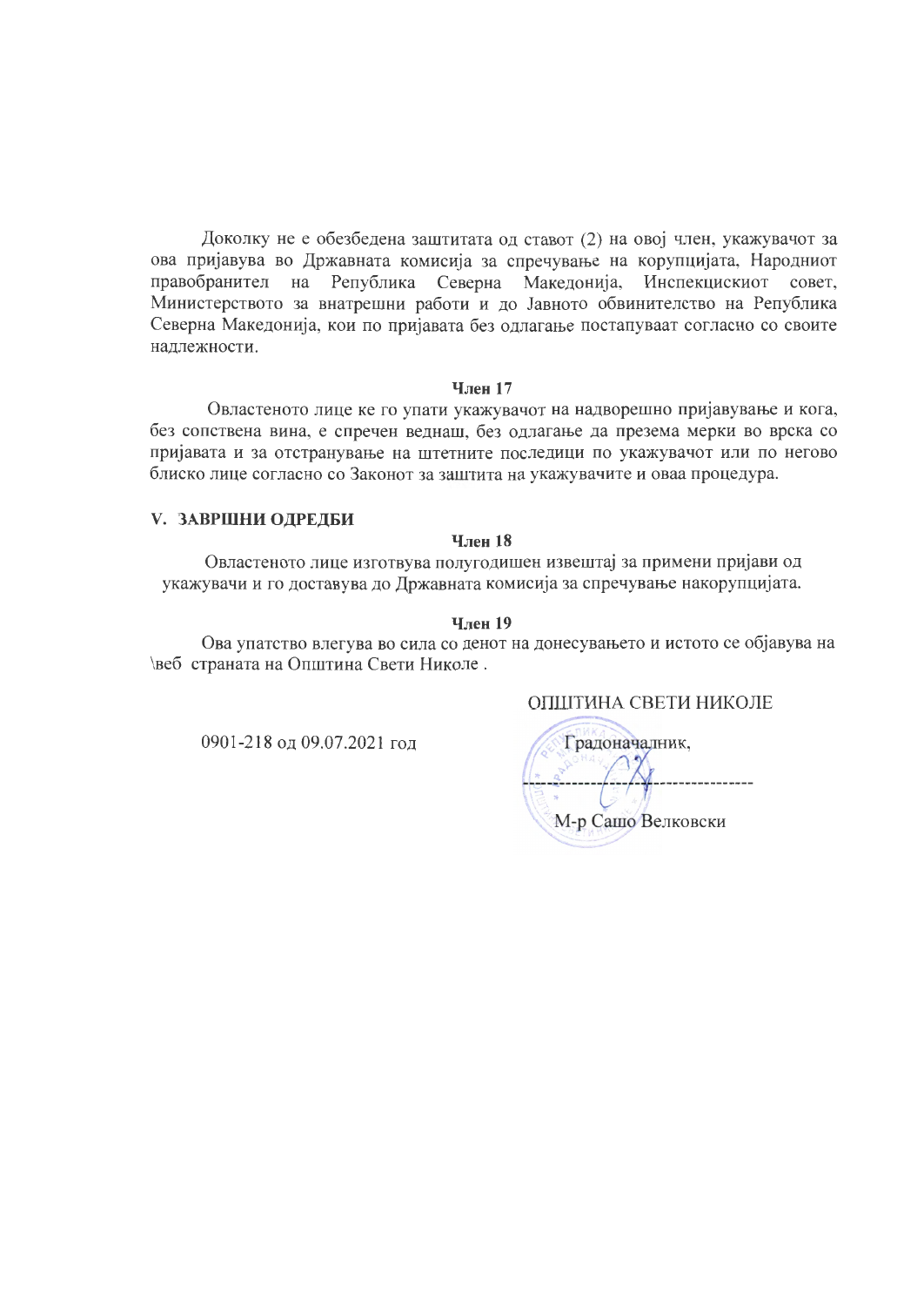Доколку не е обезбедена заштитата од ставот (2) на овој член, укажувачот за ова пријавува во Државната комисија за спречување на корупцијата, Народниот правобранител на Република Северна Македонија, Инспекцискиот совет, Министерството за внатрешни работи и до Јавното обвинителство на Република Северна Македонија, кои по пријавата без одлагање постапуваат согласно со своите надлежности.

**Член 17**

Овластеното лице ке го упати укажувачот на надворешно пријавување и кога, без сопствена вина, е спречен веднаш, без одлагање да презема мерки во врска со пријавата и за отстранување на штетните последици по укажувачот или по негово блиско лице согласно со Законот за заштита на укажувачите и оваа процедура.

## V. ЗАВРШНИ ОДРЕДБИ

**Член 18**

Овластеното лице изготвува полугодишен извештај за примени пријави од укажувачи и го доставува до Државната комисија за спречување накорупцијата.

**Член 19**

Ова упатство влегува во сила со денот на донесувањето и истото се објавува на \веб страната на Општина Свети Николе .

ОПШТИНА СВЕТИ НИКОЛЕ

0901-218 од 09.07.2021 год

Градоначалник,

М-р Сашо Велковски